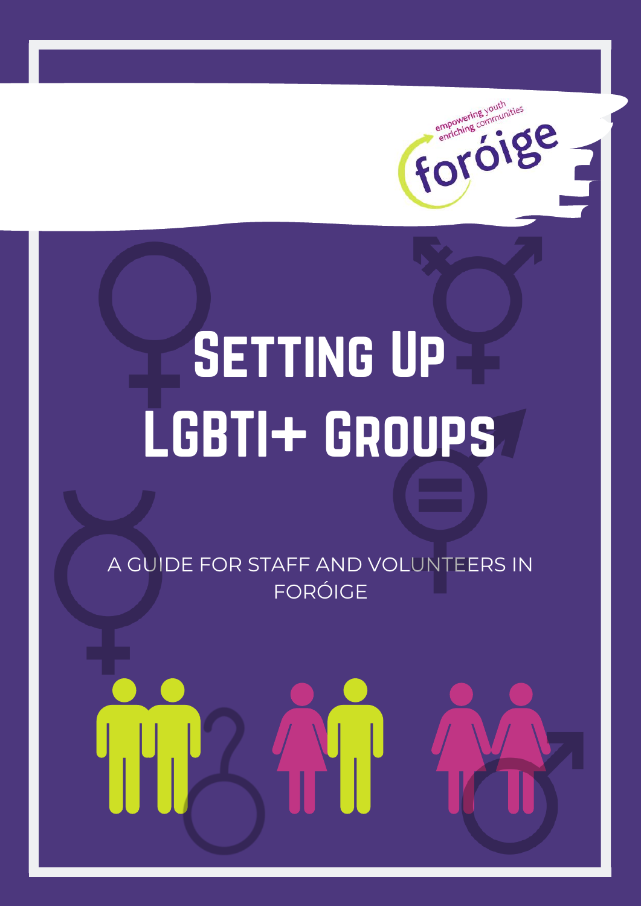empowering youth
enriching communities
foróige

# Setting Up LGBTI+ Groups

A GUIDE FOR STAFF AND VOLUNTEERS IN FORÓIGE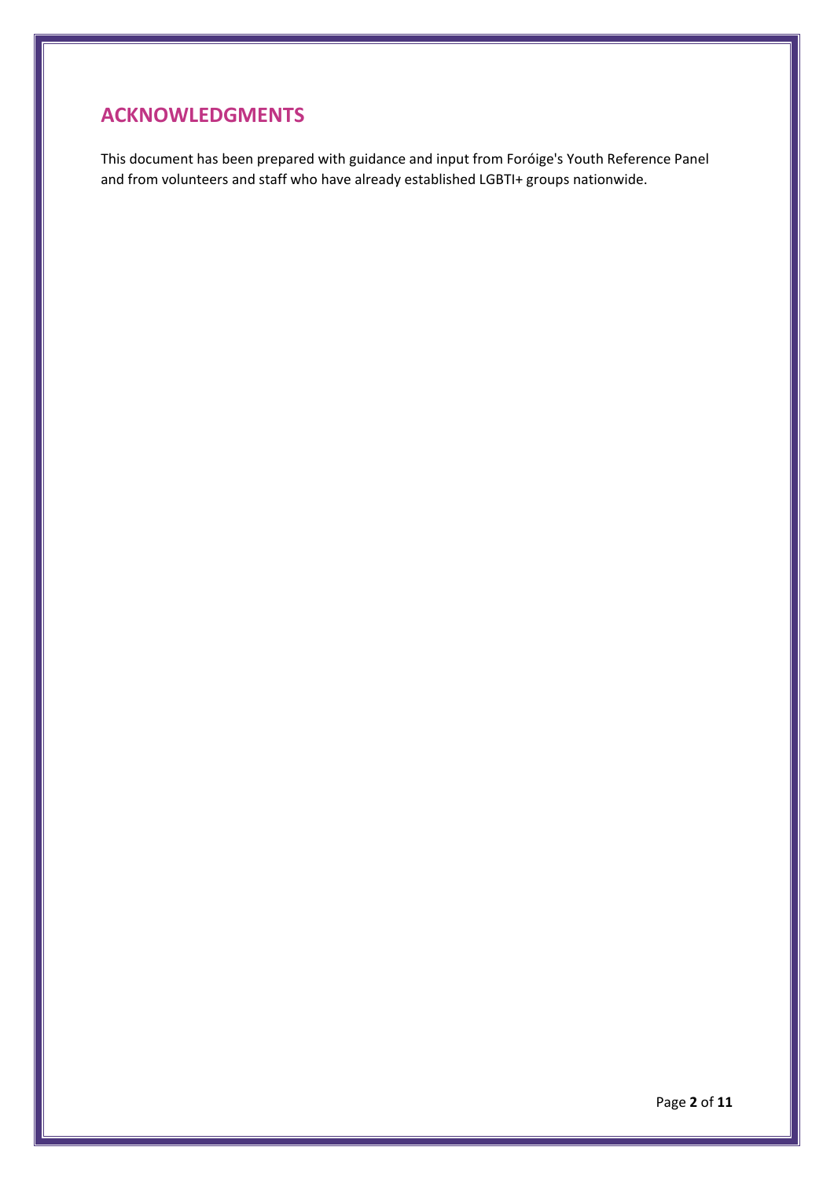## ACKNOWLEDGMENTS

This document has been prepared with guidance and input from Foróige's Youth Reference Panel and from volunteers and staff who have already established LGBTI+ groups nationwide.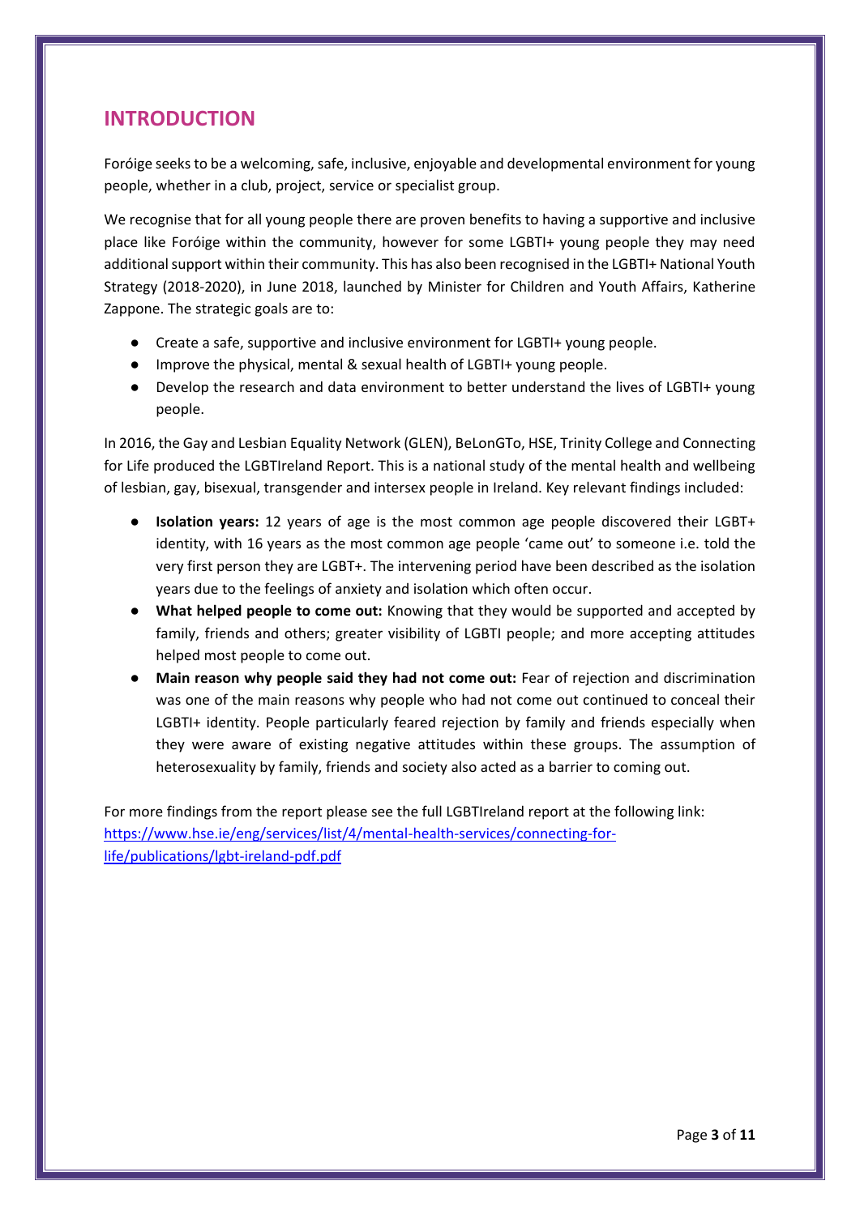## INTRODUCTION

Foróige seeks to be a welcoming, safe, inclusive, enjoyable and developmental environment for young people, whether in a club, project, service or specialist group.

We recognise that for all young people there are proven benefits to having a supportive and inclusive place like Foróige within the community, however for some LGBTI+ young people they may need additional support within their community. This has also been recognised in the LGBTI+ National Youth Strategy (2018-2020), in June 2018, launched by Minister for Children and Youth Affairs, Katherine Zappone. The strategic goals are to:

- Create a safe, supportive and inclusive environment for LGBTI+ young people.
- Improve the physical, mental & sexual health of LGBTI+ young people.
- Develop the research and data environment to better understand the lives of LGBTI+ young people.

In 2016, the Gay and Lesbian Equality Network (GLEN), BeLonGTo, HSE, Trinity College and Connecting for Life produced the LGBTIreland Report. This is a national study of the mental health and wellbeing of lesbian, gay, bisexual, transgender and intersex people in Ireland. Key relevant findings included:

- **Isolation years:** 12 years of age is the most common age people discovered their LGBT+ identity, with 16 years as the most common age people 'came out' to someone i.e. told the very first person they are LGBT+. The intervening period have been described as the isolation years due to the feelings of anxiety and isolation which often occur.
- **What helped people to come out:** Knowing that they would be supported and accepted by family, friends and others; greater visibility of LGBTI people; and more accepting attitudes helped most people to come out.
- **Main reason why people said they had not come out:** Fear of rejection and discrimination was one of the main reasons why people who had not come out continued to conceal their LGBTI+ identity. People particularly feared rejection by family and friends especially when they were aware of existing negative attitudes within these groups. The assumption of heterosexuality by family, friends and society also acted as a barrier to coming out.

For more findings from the report please see the full LGBTIreland report at the following link: [https://www.hse.ie/eng/services/list/4/mental-health-services/connecting-for-life/publications/lgbt-ireland-pdf.pdf](https://www.hse.ie/eng/services/list/4/mental-health-services/connecting-for-life/publications/lgbt-ireland-pdf.pdf)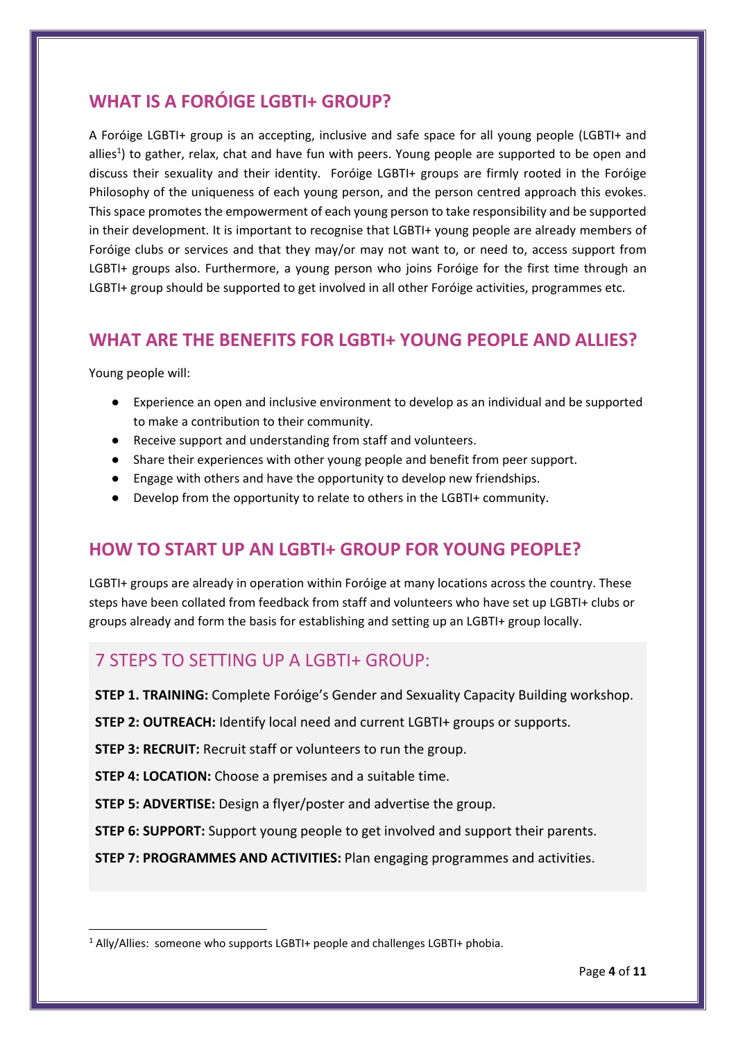## WHAT IS A FORÓIGE LGBTI+ GROUP?

A Foróige LGBTI+ group is an accepting, inclusive and safe space for all young people (LGBTI+ and allies[1]) to gather, relax, chat and have fun with peers. Young people are supported to be open and discuss their sexuality and their identity. Foróige LGBTI+ groups are firmly rooted in the Foróige Philosophy of the uniqueness of each young person, and the person centred approach this evokes. This space promotes the empowerment of each young person to take responsibility and be supported in their development. It is important to recognise that LGBTI+ young people are already members of Foróige clubs or services and that they may/or may not want to, or need to, access support from LGBTI+ groups also. Furthermore, a young person who joins Foróige for the first time through an LGBTI+ group should be supported to get involved in all other Foróige activities, programmes etc.

## WHAT ARE THE BENEFITS FOR LGBTI+ YOUNG PEOPLE AND ALLIES?

Young people will:

- Experience an open and inclusive environment to develop as an individual and be supported to make a contribution to their community.
- Receive support and understanding from staff and volunteers.
- Share their experiences with other young people and benefit from peer support.
- Engage with others and have the opportunity to develop new friendships.
- Develop from the opportunity to relate to others in the LGBTI+ community.

## HOW TO START UP AN LGBTI+ GROUP FOR YOUNG PEOPLE?

LGBTI+ groups are already in operation within Foróige at many locations across the country. These steps have been collated from feedback from staff and volunteers who have set up LGBTI+ clubs or groups already and form the basis for establishing and setting up an LGBTI+ group locally.

### 7 STEPS TO SETTING UP A LGBTI+ GROUP:

**STEP 1. TRAINING:** Complete Foróige's Gender and Sexuality Capacity Building workshop.

**STEP 2: OUTREACH:** Identify local need and current LGBTI+ groups or supports.

**STEP 3: RECRUIT:** Recruit staff or volunteers to run the group.

**STEP 4: LOCATION:** Choose a premises and a suitable time.

**STEP 5: ADVERTISE:** Design a flyer/poster and advertise the group.

**STEP 6: SUPPORT:** Support young people to get involved and support their parents.

**STEP 7: PROGRAMMES AND ACTIVITIES:** Plan engaging programmes and activities.

---

[1] Ally/Allies: someone who supports LGBTI+ people and challenges LGBTI+ phobia.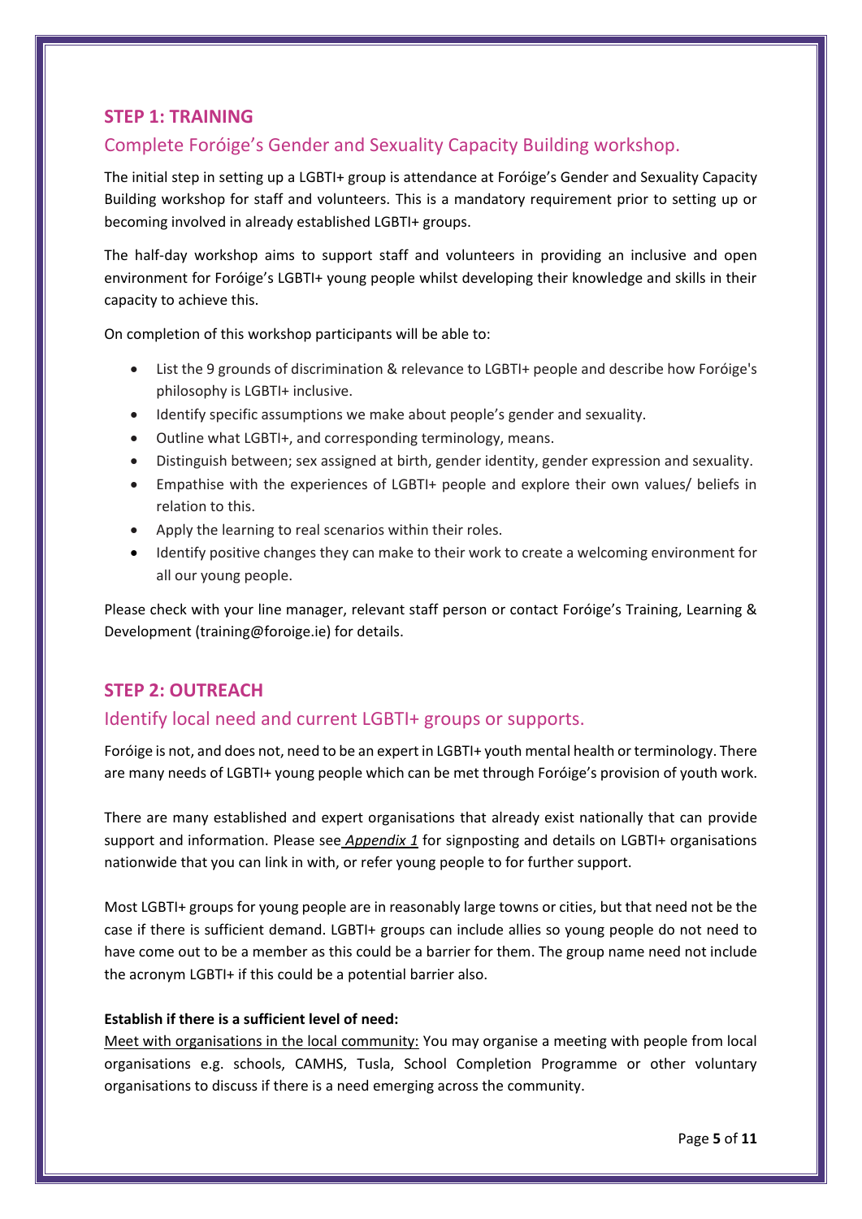## STEP 1: TRAINING

### Complete Foróige's Gender and Sexuality Capacity Building workshop.

The initial step in setting up a LGBTI+ group is attendance at Foróige's Gender and Sexuality Capacity Building workshop for staff and volunteers. This is a mandatory requirement prior to setting up or becoming involved in already established LGBTI+ groups.

The half-day workshop aims to support staff and volunteers in providing an inclusive and open environment for Foróige's LGBTI+ young people whilst developing their knowledge and skills in their capacity to achieve this.

On completion of this workshop participants will be able to:

- List the 9 grounds of discrimination & relevance to LGBTI+ people and describe how Foróige's philosophy is LGBTI+ inclusive.
- Identify specific assumptions we make about people's gender and sexuality.
- Outline what LGBTI+, and corresponding terminology, means.
- Distinguish between; sex assigned at birth, gender identity, gender expression and sexuality.
- Empathise with the experiences of LGBTI+ people and explore their own values/ beliefs in relation to this.
- Apply the learning to real scenarios within their roles.
- Identify positive changes they can make to their work to create a welcoming environment for all our young people.

Please check with your line manager, relevant staff person or contact Foróige's Training, Learning & Development (training@foroige.ie) for details.

## STEP 2: OUTREACH

### Identify local need and current LGBTI+ groups or supports.

Foróige is not, and does not, need to be an expert in LGBTI+ youth mental health or terminology. There are many needs of LGBTI+ young people which can be met through Foróige's provision of youth work.

There are many established and expert organisations that already exist nationally that can provide support and information. Please see *Appendix 1* for signposting and details on LGBTI+ organisations nationwide that you can link in with, or refer young people to for further support.

Most LGBTI+ groups for young people are in reasonably large towns or cities, but that need not be the case if there is sufficient demand. LGBTI+ groups can include allies so young people do not need to have come out to be a member as this could be a barrier for them. The group name need not include the acronym LGBTI+ if this could be a potential barrier also.

**Establish if there is a sufficient level of need:**

Meet with organisations in the local community: You may organise a meeting with people from local organisations e.g. schools, CAMHS, Tusla, School Completion Programme or other voluntary organisations to discuss if there is a need emerging across the community.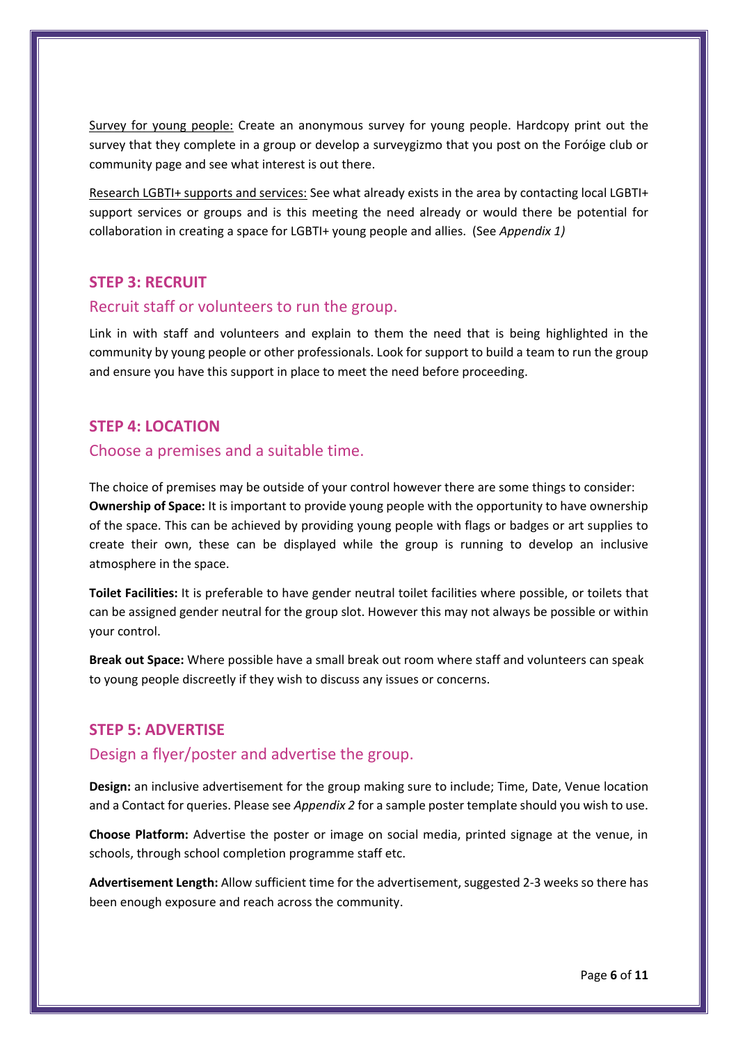Survey for young people: Create an anonymous survey for young people. Hardcopy print out the survey that they complete in a group or develop a surveygizmo that you post on the Foróige club or community page and see what interest is out there.

Research LGBTI+ supports and services: See what already exists in the area by contacting local LGBTI+ support services or groups and is this meeting the need already or would there be potential for collaboration in creating a space for LGBTI+ young people and allies. (See *Appendix 1)*

## STEP 3: RECRUIT

### Recruit staff or volunteers to run the group.

Link in with staff and volunteers and explain to them the need that is being highlighted in the community by young people or other professionals. Look for support to build a team to run the group and ensure you have this support in place to meet the need before proceeding.

## STEP 4: LOCATION

### Choose a premises and a suitable time.

The choice of premises may be outside of your control however there are some things to consider:

**Ownership of Space:** It is important to provide young people with the opportunity to have ownership of the space. This can be achieved by providing young people with flags or badges or art supplies to create their own, these can be displayed while the group is running to develop an inclusive atmosphere in the space.

**Toilet Facilities:** It is preferable to have gender neutral toilet facilities where possible, or toilets that can be assigned gender neutral for the group slot. However this may not always be possible or within your control.

**Break out Space:** Where possible have a small break out room where staff and volunteers can speak to young people discreetly if they wish to discuss any issues or concerns.

## STEP 5: ADVERTISE

### Design a flyer/poster and advertise the group.

**Design:** an inclusive advertisement for the group making sure to include; Time, Date, Venue location and a Contact for queries. Please see *Appendix 2* for a sample poster template should you wish to use.

**Choose Platform:** Advertise the poster or image on social media, printed signage at the venue, in schools, through school completion programme staff etc.

**Advertisement Length:** Allow sufficient time for the advertisement, suggested 2-3 weeks so there has been enough exposure and reach across the community.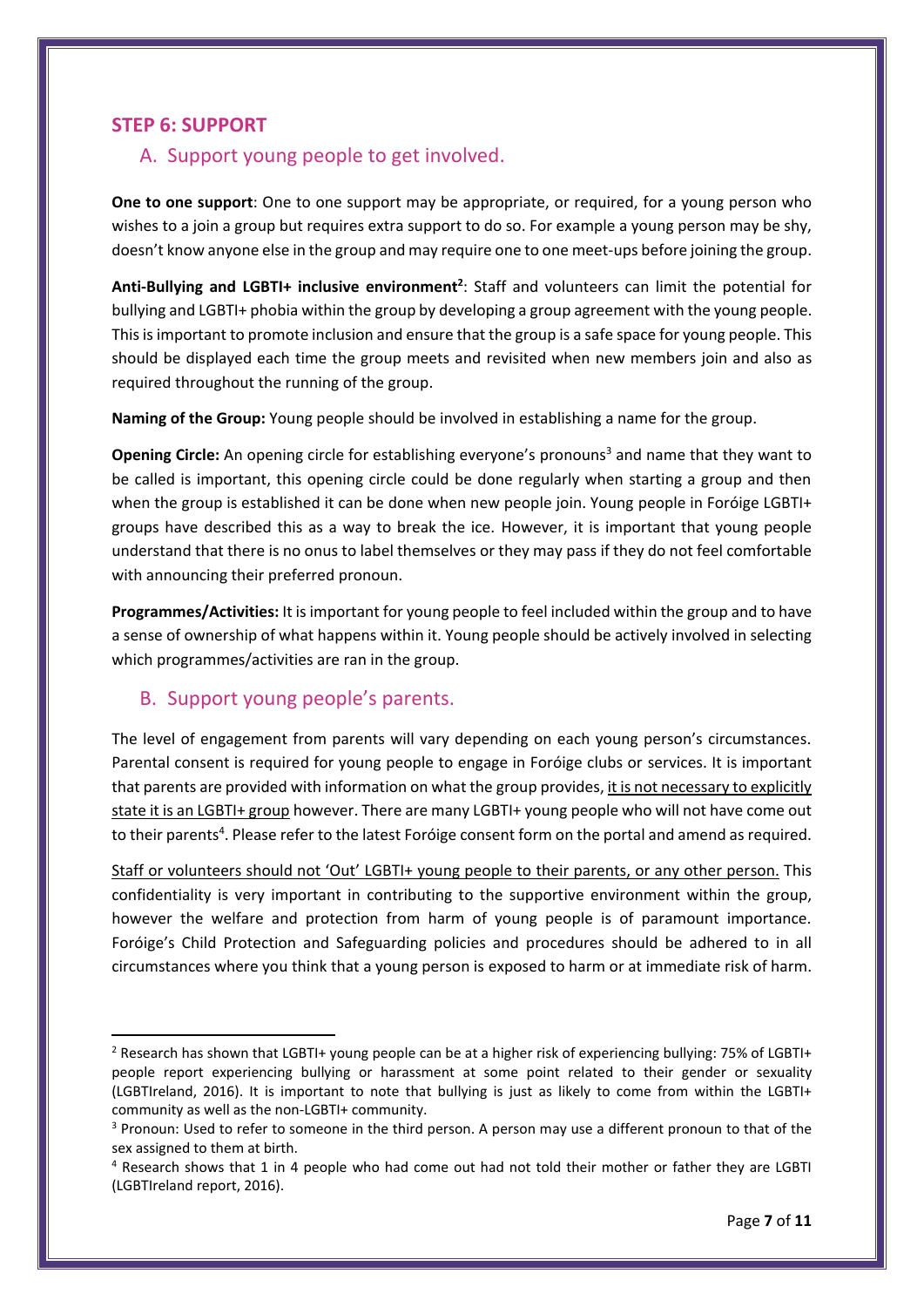## STEP 6: SUPPORT

### A. Support young people to get involved.

**One to one support**: One to one support may be appropriate, or required, for a young person who wishes to a join a group but requires extra support to do so. For example a young person may be shy, doesn't know anyone else in the group and may require one to one meet-ups before joining the group.

**Anti-Bullying and LGBTI+ inclusive environment**[2]: Staff and volunteers can limit the potential for bullying and LGBTI+ phobia within the group by developing a group agreement with the young people. This is important to promote inclusion and ensure that the group is a safe space for young people. This should be displayed each time the group meets and revisited when new members join and also as required throughout the running of the group.

**Naming of the Group:** Young people should be involved in establishing a name for the group.

**Opening Circle:** An opening circle for establishing everyone's pronouns[3] and name that they want to be called is important, this opening circle could be done regularly when starting a group and then when the group is established it can be done when new people join. Young people in Foróige LGBTI+ groups have described this as a way to break the ice. However, it is important that young people understand that there is no onus to label themselves or they may pass if they do not feel comfortable with announcing their preferred pronoun.

**Programmes/Activities:** It is important for young people to feel included within the group and to have a sense of ownership of what happens within it. Young people should be actively involved in selecting which programmes/activities are ran in the group.

### B. Support young people's parents.

The level of engagement from parents will vary depending on each young person's circumstances. Parental consent is required for young people to engage in Foróige clubs or services. It is important that parents are provided with information on what the group provides, <u>it is not necessary to explicitly state it is an LGBTI+ group</u> however. There are many LGBTI+ young people who will not have come out to their parents[4]. Please refer to the latest Foróige consent form on the portal and amend as required.

<u>Staff or volunteers should not 'Out' LGBTI+ young people to their parents, or any other person.</u> This confidentiality is very important in contributing to the supportive environment within the group, however the welfare and protection from harm of young people is of paramount importance. Foróige's Child Protection and Safeguarding policies and procedures should be adhered to in all circumstances where you think that a young person is exposed to harm or at immediate risk of harm.

---

[2] Research has shown that LGBTI+ young people can be at a higher risk of experiencing bullying: 75% of LGBTI+ people report experiencing bullying or harassment at some point related to their gender or sexuality (LGBTIreland, 2016). It is important to note that bullying is just as likely to come from within the LGBTI+ community as well as the non-LGBTI+ community.

[3] Pronoun: Used to refer to someone in the third person. A person may use a different pronoun to that of the sex assigned to them at birth.

[4] Research shows that 1 in 4 people who had come out had not told their mother or father they are LGBTI (LGBTIreland report, 2016).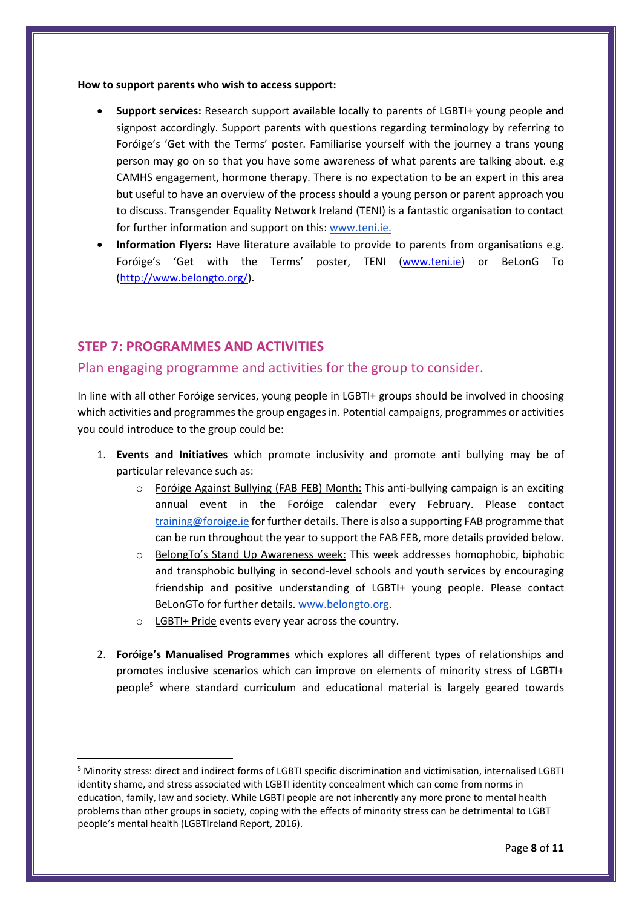**How to support parents who wish to access support:**

- **Support services:** Research support available locally to parents of LGBTI+ young people and signpost accordingly. Support parents with questions regarding terminology by referring to Foróige's 'Get with the Terms' poster. Familiarise yourself with the journey a trans young person may go on so that you have some awareness of what parents are talking about. e.g CAMHS engagement, hormone therapy. There is no expectation to be an expert in this area but useful to have an overview of the process should a young person or parent approach you to discuss. Transgender Equality Network Ireland (TENI) is a fantastic organisation to contact for further information and support on this: www.teni.ie.
- **Information Flyers:** Have literature available to provide to parents from organisations e.g. Foróige's 'Get with the Terms' poster, TENI (www.teni.ie) or BeLonG To (http://www.belongto.org/).

## STEP 7: PROGRAMMES AND ACTIVITIES

### Plan engaging programme and activities for the group to consider.

In line with all other Foróige services, young people in LGBTI+ groups should be involved in choosing which activities and programmes the group engages in. Potential campaigns, programmes or activities you could introduce to the group could be:

1. **Events and Initiatives** which promote inclusivity and promote anti bullying may be of particular relevance such as:
   - Foróige Against Bullying (FAB FEB) Month: This anti-bullying campaign is an exciting annual event in the Foróige calendar every February. Please contact training@foroige.ie for further details. There is also a supporting FAB programme that can be run throughout the year to support the FAB FEB, more details provided below.
   - BelongTo's Stand Up Awareness week: This week addresses homophobic, biphobic and transphobic bullying in second-level schools and youth services by encouraging friendship and positive understanding of LGBTI+ young people. Please contact BeLonGTo for further details. www.belongto.org.
   - LGBTI+ Pride events every year across the country.

2. **Foróige's Manualised Programmes** which explores all different types of relationships and promotes inclusive scenarios which can improve on elements of minority stress of LGBTI+ people[5] where standard curriculum and educational material is largely geared towards

[5] Minority stress: direct and indirect forms of LGBTI specific discrimination and victimisation, internalised LGBTI identity shame, and stress associated with LGBTI identity concealment which can come from norms in education, family, law and society. While LGBTI people are not inherently any more prone to mental health problems than other groups in society, coping with the effects of minority stress can be detrimental to LGBT people's mental health (LGBTIreland Report, 2016).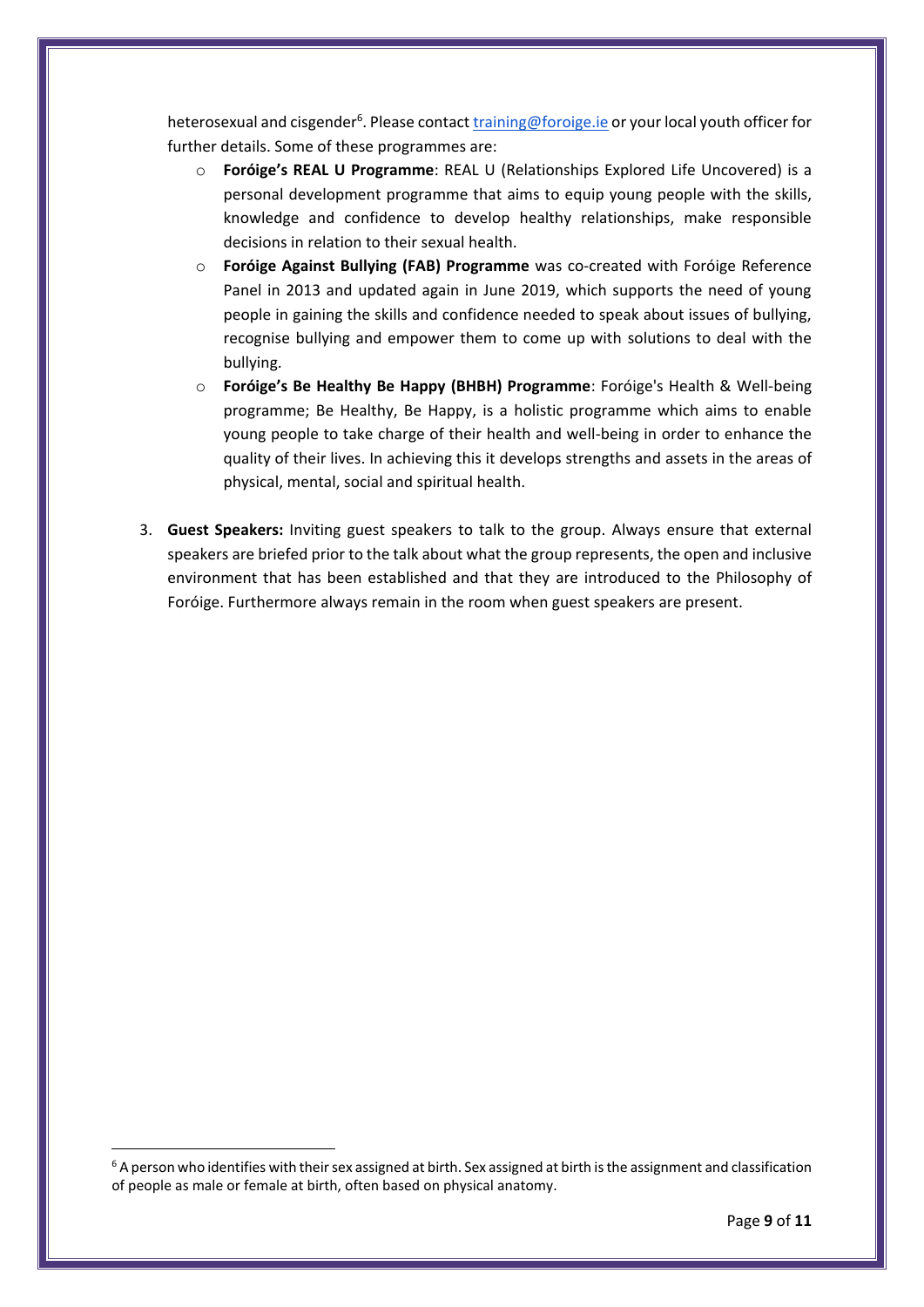heterosexual and cisgender[6]. Please contact training@foroige.ie or your local youth officer for further details. Some of these programmes are:

- **Foróige's REAL U Programme**: REAL U (Relationships Explored Life Uncovered) is a personal development programme that aims to equip young people with the skills, knowledge and confidence to develop healthy relationships, make responsible decisions in relation to their sexual health.
- **Foróige Against Bullying (FAB) Programme** was co-created with Foróige Reference Panel in 2013 and updated again in June 2019, which supports the need of young people in gaining the skills and confidence needed to speak about issues of bullying, recognise bullying and empower them to come up with solutions to deal with the bullying.
- **Foróige's Be Healthy Be Happy (BHBH) Programme**: Foróige's Health & Well-being programme; Be Healthy, Be Happy, is a holistic programme which aims to enable young people to take charge of their health and well-being in order to enhance the quality of their lives. In achieving this it develops strengths and assets in the areas of physical, mental, social and spiritual health.

3. **Guest Speakers:** Inviting guest speakers to talk to the group. Always ensure that external speakers are briefed prior to the talk about what the group represents, the open and inclusive environment that has been established and that they are introduced to the Philosophy of Foróige. Furthermore always remain in the room when guest speakers are present.

[6] A person who identifies with their sex assigned at birth. Sex assigned at birth is the assignment and classification of people as male or female at birth, often based on physical anatomy.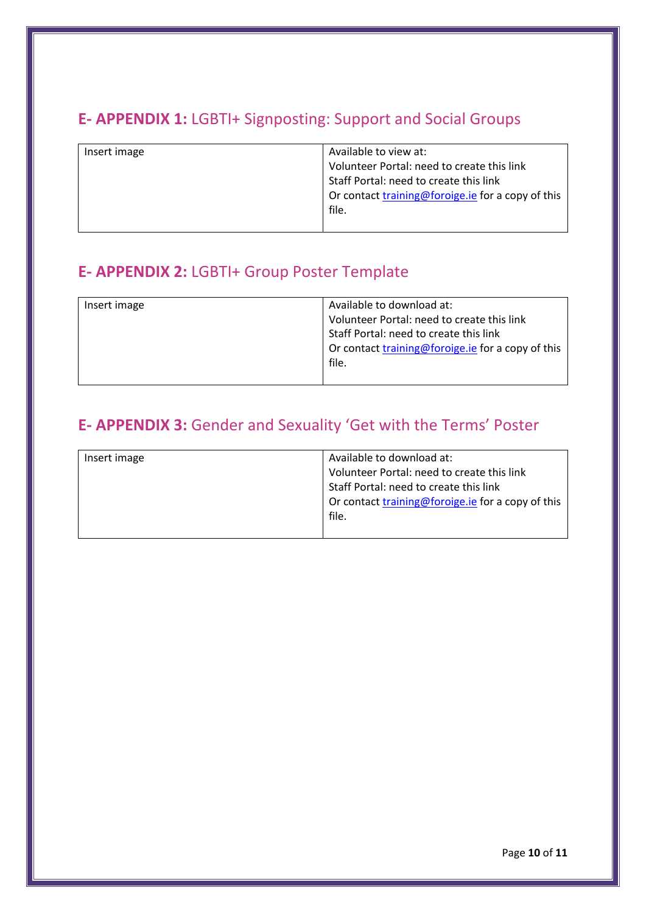## **E- APPENDIX 1:** LGBTI+ Signposting: Support and Social Groups

| | |
|---|---|
| Insert image | Available to view at:<br>Volunteer Portal: need to create this link<br>Staff Portal: need to create this link<br>Or contact training@foroige.ie for a copy of this file. |

## **E- APPENDIX 2:** LGBTI+ Group Poster Template

| | |
|---|---|
| Insert image | Available to download at:<br>Volunteer Portal: need to create this link<br>Staff Portal: need to create this link<br>Or contact training@foroige.ie for a copy of this file. |

## **E- APPENDIX 3:** Gender and Sexuality 'Get with the Terms' Poster

| | |
|---|---|
| Insert image | Available to download at:<br>Volunteer Portal: need to create this link<br>Staff Portal: need to create this link<br>Or contact training@foroige.ie for a copy of this file. |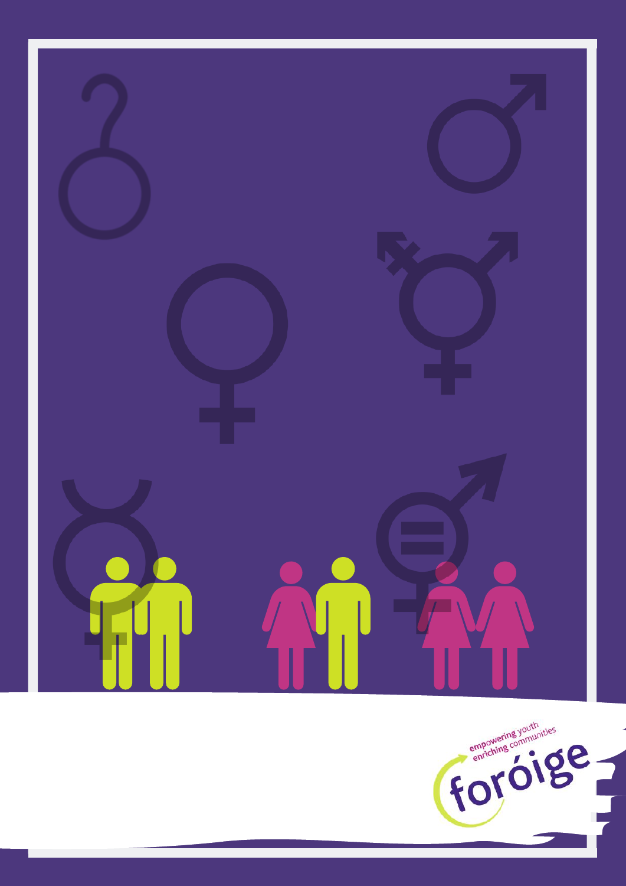empowering youth
enriching communities

foróige